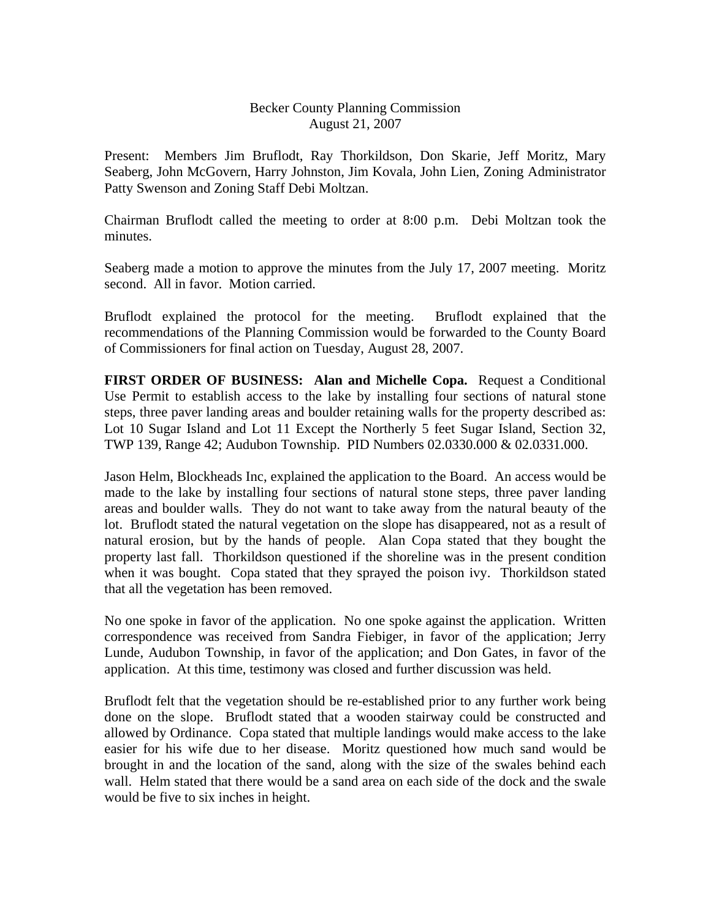# Becker County Planning Commission
## August 21, 2007

Present: Members Jim Bruflodt, Ray Thorkildson, Don Skarie, Jeff Moritz, Mary Seaberg, John McGovern, Harry Johnston, Jim Kovala, John Lien, Zoning Administrator Patty Swenson and Zoning Staff Debi Moltzan.

Chairman Bruflodt called the meeting to order at 8:00 p.m. Debi Moltzan took the minutes.

Seaberg made a motion to approve the minutes from the July 17, 2007 meeting. Moritz second. All in favor. Motion carried.

Bruflodt explained the protocol for the meeting. Bruflodt explained that the recommendations of the Planning Commission would be forwarded to the County Board of Commissioners for final action on Tuesday, August 28, 2007.

**FIRST ORDER OF BUSINESS: Alan and Michelle Copa.** Request a Conditional Use Permit to establish access to the lake by installing four sections of natural stone steps, three paver landing areas and boulder retaining walls for the property described as: Lot 10 Sugar Island and Lot 11 Except the Northerly 5 feet Sugar Island, Section 32, TWP 139, Range 42; Audubon Township. PID Numbers 02.0330.000 & 02.0331.000.

Jason Helm, Blockheads Inc, explained the application to the Board. An access would be made to the lake by installing four sections of natural stone steps, three paver landing areas and boulder walls. They do not want to take away from the natural beauty of the lot. Bruflodt stated the natural vegetation on the slope has disappeared, not as a result of natural erosion, but by the hands of people. Alan Copa stated that they bought the property last fall. Thorkildson questioned if the shoreline was in the present condition when it was bought. Copa stated that they sprayed the poison ivy. Thorkildson stated that all the vegetation has been removed.

No one spoke in favor of the application. No one spoke against the application. Written correspondence was received from Sandra Fiebiger, in favor of the application; Jerry Lunde, Audubon Township, in favor of the application; and Don Gates, in favor of the application. At this time, testimony was closed and further discussion was held.

Bruflodt felt that the vegetation should be re-established prior to any further work being done on the slope. Bruflodt stated that a wooden stairway could be constructed and allowed by Ordinance. Copa stated that multiple landings would make access to the lake easier for his wife due to her disease. Moritz questioned how much sand would be brought in and the location of the sand, along with the size of the swales behind each wall. Helm stated that there would be a sand area on each side of the dock and the swale would be five to six inches in height.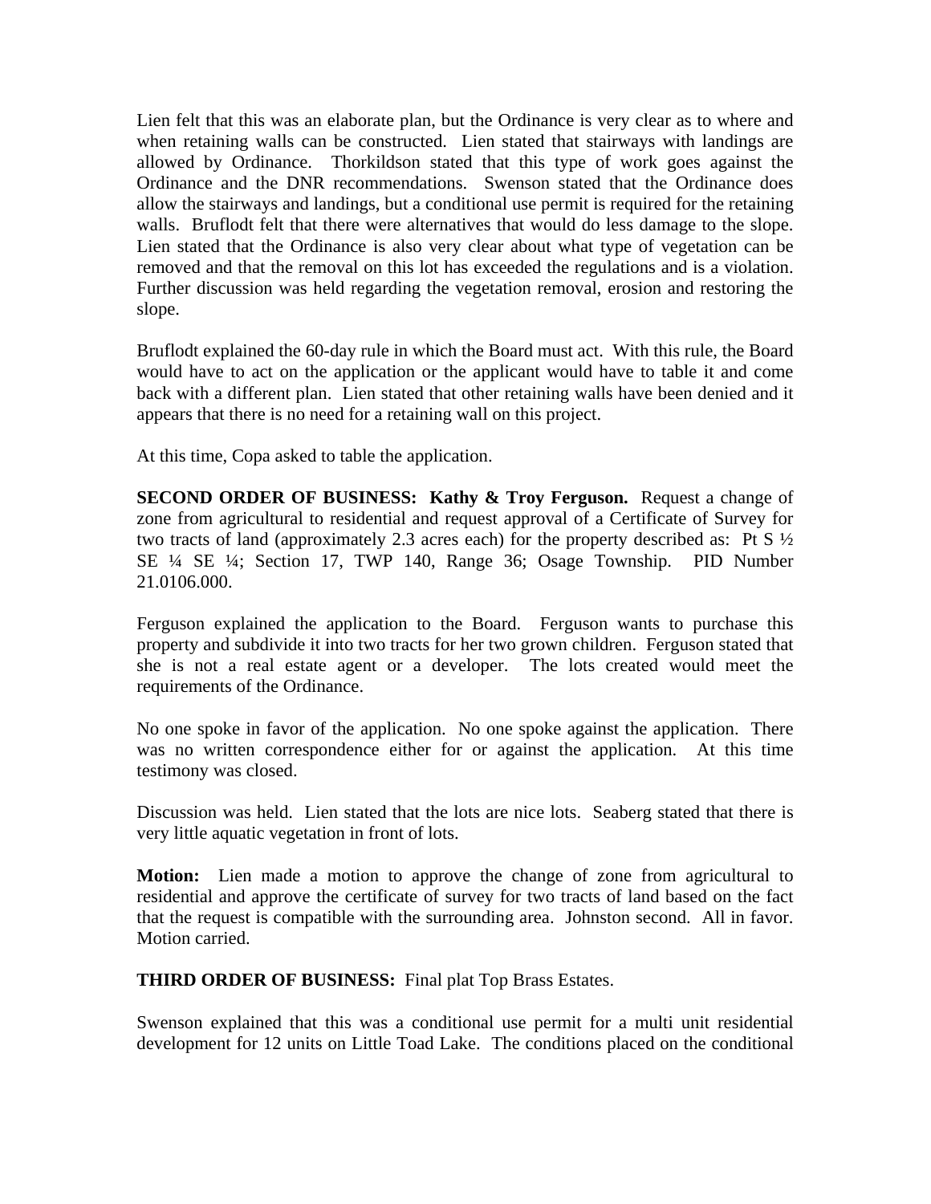Lien felt that this was an elaborate plan, but the Ordinance is very clear as to where and when retaining walls can be constructed. Lien stated that stairways with landings are allowed by Ordinance. Thorkildson stated that this type of work goes against the Ordinance and the DNR recommendations. Swenson stated that the Ordinance does allow the stairways and landings, but a conditional use permit is required for the retaining walls. Bruflodt felt that there were alternatives that would do less damage to the slope. Lien stated that the Ordinance is also very clear about what type of vegetation can be removed and that the removal on this lot has exceeded the regulations and is a violation. Further discussion was held regarding the vegetation removal, erosion and restoring the slope.

Bruflodt explained the 60-day rule in which the Board must act. With this rule, the Board would have to act on the application or the applicant would have to table it and come back with a different plan. Lien stated that other retaining walls have been denied and it appears that there is no need for a retaining wall on this project.

At this time, Copa asked to table the application.

**SECOND ORDER OF BUSINESS: Kathy & Troy Ferguson.** Request a change of zone from agricultural to residential and request approval of a Certificate of Survey for two tracts of land (approximately 2.3 acres each) for the property described as: Pt S ½ SE ¼ SE ¼; Section 17, TWP 140, Range 36; Osage Township. PID Number 21.0106.000.

Ferguson explained the application to the Board. Ferguson wants to purchase this property and subdivide it into two tracts for her two grown children. Ferguson stated that she is not a real estate agent or a developer. The lots created would meet the requirements of the Ordinance.

No one spoke in favor of the application. No one spoke against the application. There was no written correspondence either for or against the application. At this time testimony was closed.

Discussion was held. Lien stated that the lots are nice lots. Seaberg stated that there is very little aquatic vegetation in front of lots.

**Motion:** Lien made a motion to approve the change of zone from agricultural to residential and approve the certificate of survey for two tracts of land based on the fact that the request is compatible with the surrounding area. Johnston second. All in favor. Motion carried.

**THIRD ORDER OF BUSINESS:** Final plat Top Brass Estates.

Swenson explained that this was a conditional use permit for a multi unit residential development for 12 units on Little Toad Lake. The conditions placed on the conditional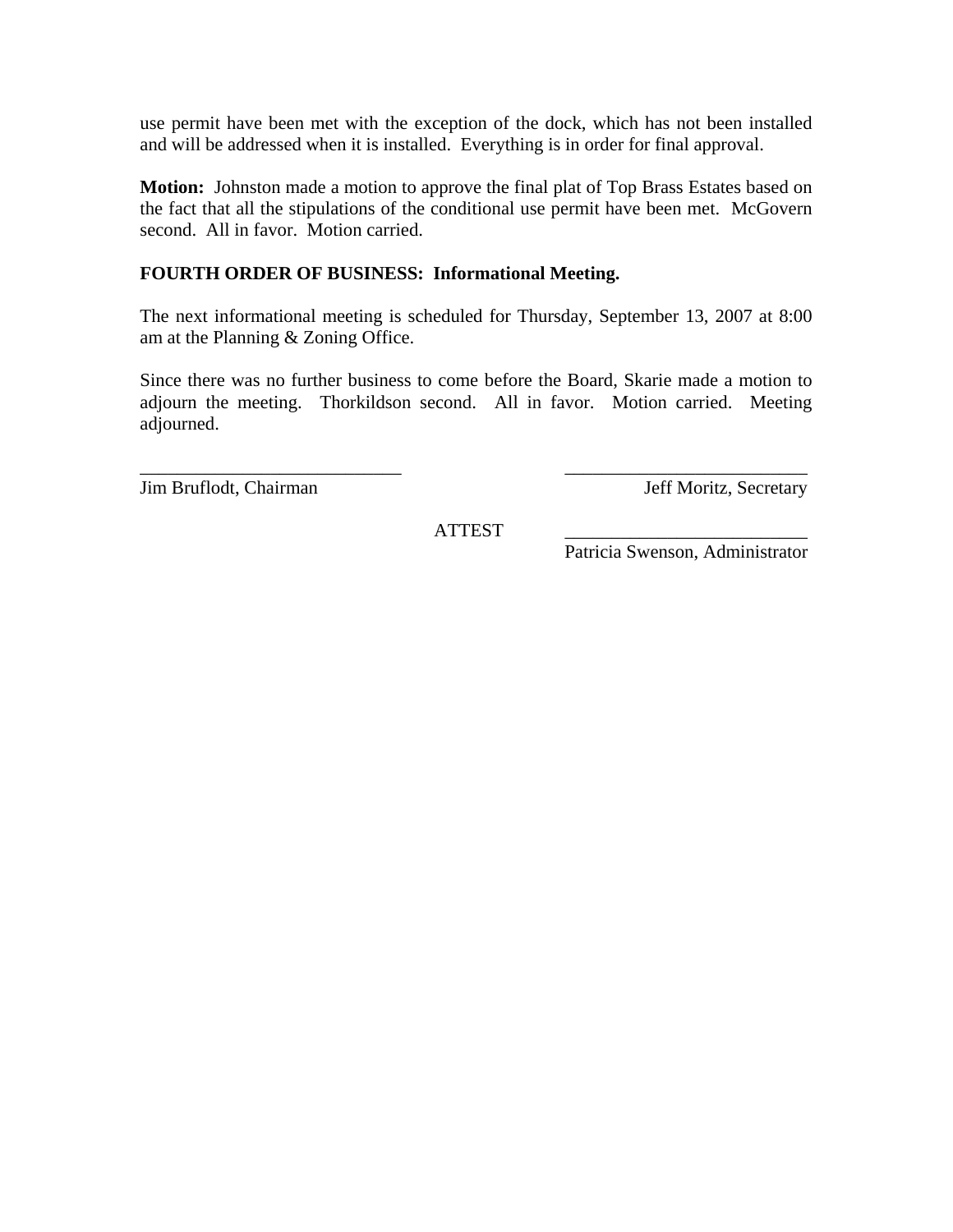use permit have been met with the exception of the dock, which has not been installed and will be addressed when it is installed. Everything is in order for final approval.

**Motion:** Johnston made a motion to approve the final plat of Top Brass Estates based on the fact that all the stipulations of the conditional use permit have been met. McGovern second. All in favor. Motion carried.

**FOURTH ORDER OF BUSINESS: Informational Meeting.**

The next informational meeting is scheduled for Thursday, September 13, 2007 at 8:00 am at the Planning & Zoning Office.

Since there was no further business to come before the Board, Skarie made a motion to adjourn the meeting. Thorkildson second. All in favor. Motion carried. Meeting adjourned.

\_\_\_\_\_\_\_\_\_\_\_\_\_\_\_\_\_\_\_\_\_\_\_\_\_\_\_\_ \_\_\_\_\_\_\_\_\_\_\_\_\_\_\_\_\_\_\_\_\_\_\_\_\_\_
Jim Bruflodt, Chairman Jeff Moritz, Secretary

ATTEST \_\_\_\_\_\_\_\_\_\_\_\_\_\_\_\_\_\_\_\_\_\_\_\_\_\_
Patricia Swenson, Administrator